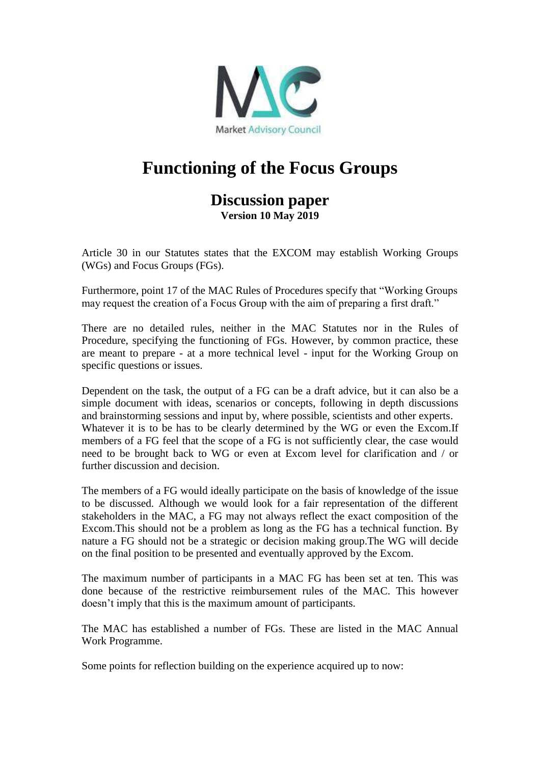# Functioning of the Focus Groups

## Discussion paper

**Version 10 May 2019**

Article 30 in our Statutes states that the EXCOM may establish Working Groups (WGs) and Focus Groups (FGs).

Furthermore, point 17 of the MAC Rules of Procedures specify that "Working Groups may request the creation of a Focus Group with the aim of preparing a first draft."

There are no detailed rules, neither in the MAC Statutes nor in the Rules of Procedure, specifying the functioning of FGs. However, by common practice, these are meant to prepare - at a more technical level - input for the Working Group on specific questions or issues.

Dependent on the task, the output of a FG can be a draft advice, but it can also be a simple document with ideas, scenarios or concepts, following in depth discussions and brainstorming sessions and input by, where possible, scientists and other experts. Whatever it is to be has to be clearly determined by the WG or even the Excom.If members of a FG feel that the scope of a FG is not sufficiently clear, the case would need to be brought back to WG or even at Excom level for clarification and / or further discussion and decision.

The members of a FG would ideally participate on the basis of knowledge of the issue to be discussed. Although we would look for a fair representation of the different stakeholders in the MAC, a FG may not always reflect the exact composition of the Excom.This should not be a problem as long as the FG has a technical function. By nature a FG should not be a strategic or decision making group.The WG will decide on the final position to be presented and eventually approved by the Excom.

The maximum number of participants in a MAC FG has been set at ten. This was done because of the restrictive reimbursement rules of the MAC. This however doesn't imply that this is the maximum amount of participants.

The MAC has established a number of FGs. These are listed in the MAC Annual Work Programme.

Some points for reflection building on the experience acquired up to now: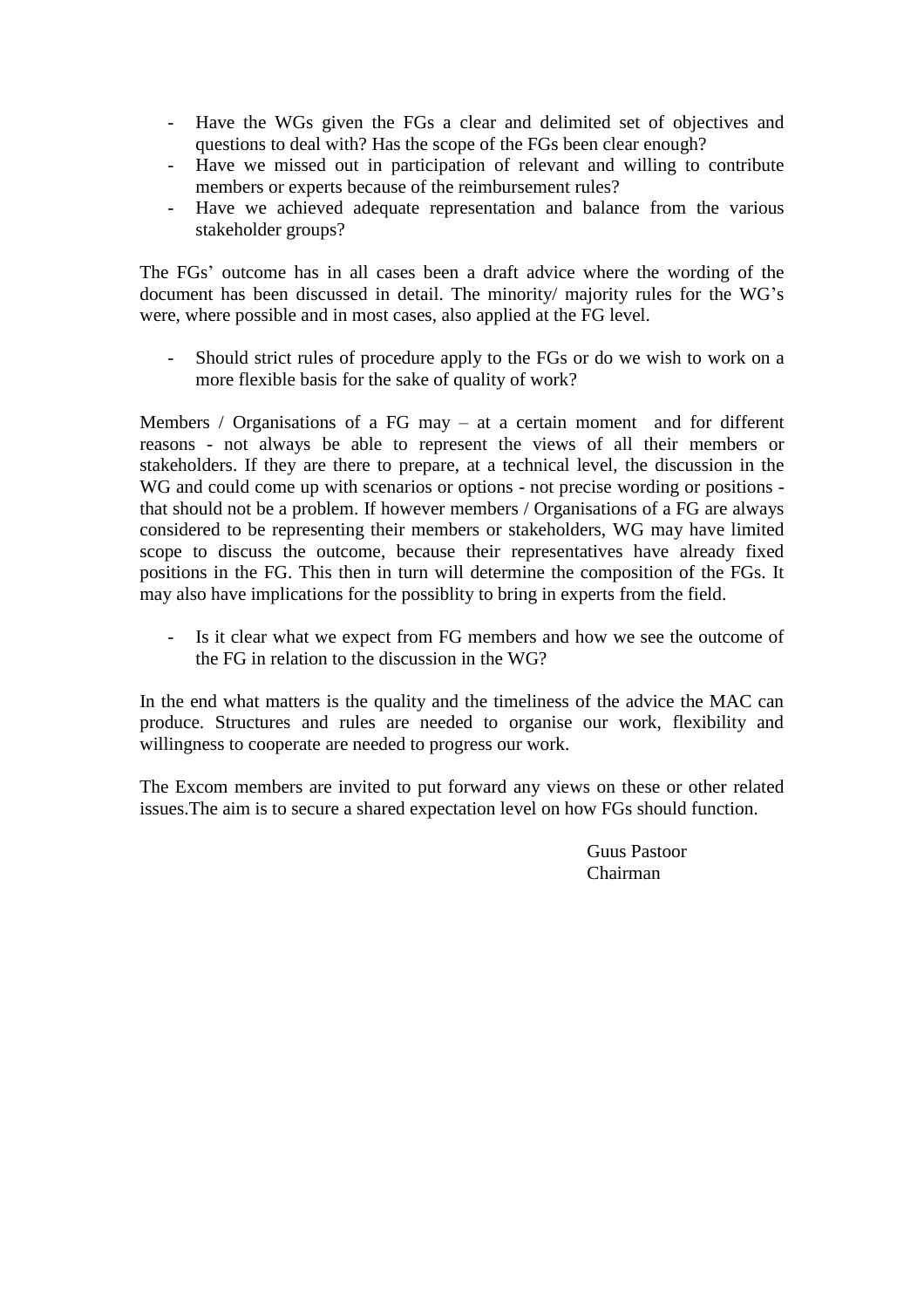- Have the WGs given the FGs a clear and delimited set of objectives and questions to deal with? Has the scope of the FGs been clear enough?
- Have we missed out in participation of relevant and willing to contribute members or experts because of the reimbursement rules?
- Have we achieved adequate representation and balance from the various stakeholder groups?

The FGs' outcome has in all cases been a draft advice where the wording of the document has been discussed in detail. The minority/ majority rules for the WG's were, where possible and in most cases, also applied at the FG level.

- Should strict rules of procedure apply to the FGs or do we wish to work on a more flexible basis for the sake of quality of work?

Members / Organisations of a FG may – at a certain moment and for different reasons - not always be able to represent the views of all their members or stakeholders. If they are there to prepare, at a technical level, the discussion in the WG and could come up with scenarios or options - not precise wording or positions - that should not be a problem. If however members / Organisations of a FG are always considered to be representing their members or stakeholders, WG may have limited scope to discuss the outcome, because their representatives have already fixed positions in the FG. This then in turn will determine the composition of the FGs. It may also have implications for the possiblity to bring in experts from the field.

- Is it clear what we expect from FG members and how we see the outcome of the FG in relation to the discussion in the WG?

In the end what matters is the quality and the timeliness of the advice the MAC can produce. Structures and rules are needed to organise our work, flexibility and willingness to cooperate are needed to progress our work.

The Excom members are invited to put forward any views on these or other related issues.The aim is to secure a shared expectation level on how FGs should function.

Guus Pastoor
Chairman